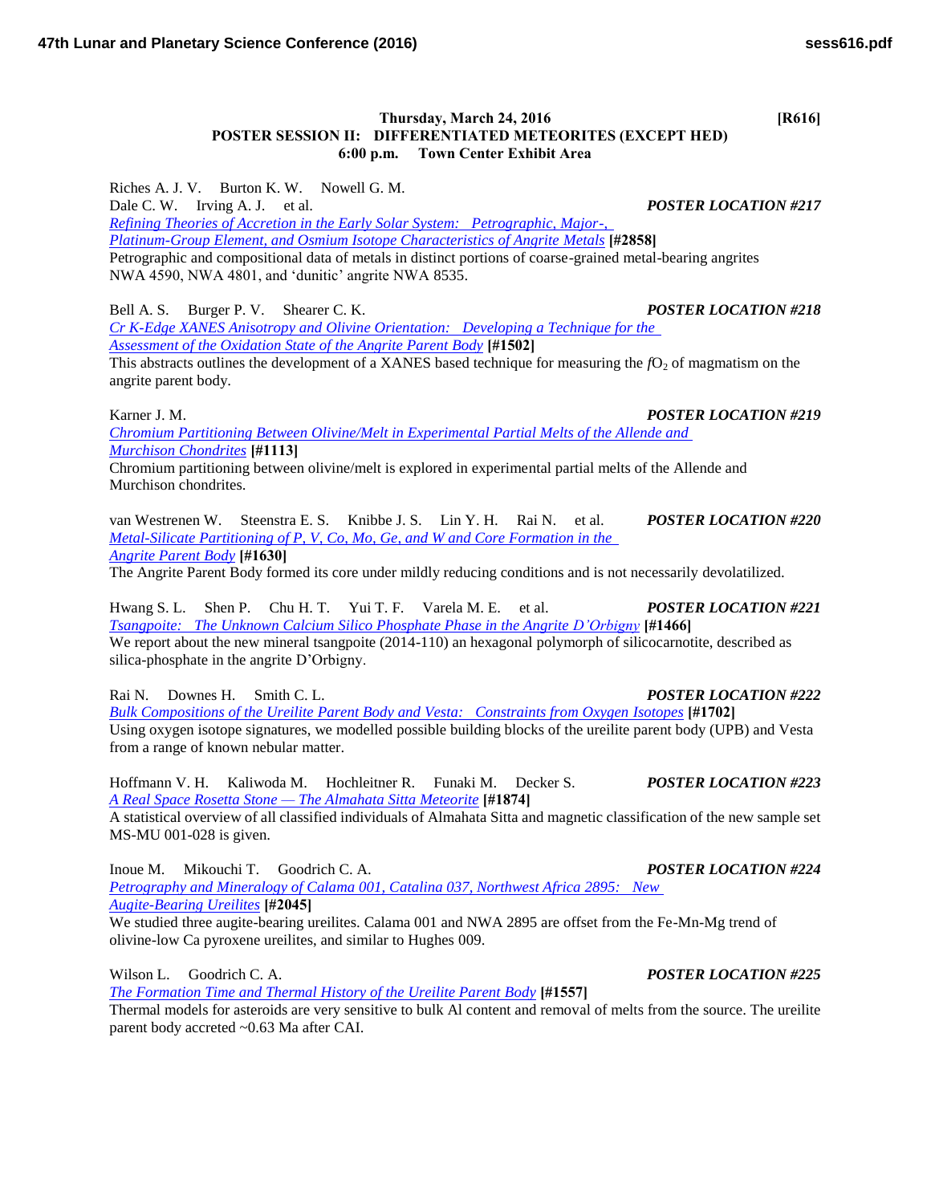**Thursday, March 24, 2016 [R616]**

**POSTER SESSION II: DIFFERENTIATED METEORITES (EXCEPT HED)**

**6:00 p.m. Town Center Exhibit Area**

Riches A. J. V. Burton K. W. Nowell G. M.
Dale C. W. Irving A. J. et al. ***POSTER LOCATION #217***
Refining Theories of Accretion in the Early Solar System: Petrographic, Major-, Platinum-Group Element, and Osmium Isotope Characteristics of Angrite Metals **[#2858]**
Petrographic and compositional data of metals in distinct portions of coarse-grained metal-bearing angrites NWA 4590, NWA 4801, and 'dunitic' angrite NWA 8535.

Bell A. S. Burger P. V. Shearer C. K. ***POSTER LOCATION #218***
Cr K-Edge XANES Anisotropy and Olivine Orientation: Developing a Technique for the Assessment of the Oxidation State of the Angrite Parent Body **[#1502]**
This abstracts outlines the development of a XANES based technique for measuring the $fO_2$ of magmatism on the angrite parent body.

Karner J. M. ***POSTER LOCATION #219***
Chromium Partitioning Between Olivine/Melt in Experimental Partial Melts of the Allende and Murchison Chondrites **[#1113]**
Chromium partitioning between olivine/melt is explored in experimental partial melts of the Allende and Murchison chondrites.

van Westrenen W. Steenstra E. S. Knibbe J. S. Lin Y. H. Rai N. et al. ***POSTER LOCATION #220***
Metal-Silicate Partitioning of P, V, Co, Mo, Ge, and W and Core Formation in the Angrite Parent Body **[#1630]**
The Angrite Parent Body formed its core under mildly reducing conditions and is not necessarily devolatilized.

Hwang S. L. Shen P. Chu H. T. Yui T. F. Varela M. E. et al. ***POSTER LOCATION #221***
Tsangpoite: The Unknown Calcium Silico Phosphate Phase in the Angrite D'Orbigny **[#1466]**
We report about the new mineral tsangpoite (2014-110) an hexagonal polymorph of silicocarnotite, described as silica-phosphate in the angrite D'Orbigny.

Rai N. Downes H. Smith C. L. ***POSTER LOCATION #222***
Bulk Compositions of the Ureilite Parent Body and Vesta: Constraints from Oxygen Isotopes **[#1702]**
Using oxygen isotope signatures, we modelled possible building blocks of the ureilite parent body (UPB) and Vesta from a range of known nebular matter.

Hoffmann V. H. Kaliwoda M. Hochleitner R. Funaki M. Decker S. ***POSTER LOCATION #223***
A Real Space Rosetta Stone — The Almahata Sitta Meteorite **[#1874]**
A statistical overview of all classified individuals of Almahata Sitta and magnetic classification of the new sample set MS-MU 001-028 is given.

Inoue M. Mikouchi T. Goodrich C. A. ***POSTER LOCATION #224***
Petrography and Mineralogy of Calama 001, Catalina 037, Northwest Africa 2895: New Augite-Bearing Ureilites **[#2045]**
We studied three augite-bearing ureilites. Calama 001 and NWA 2895 are offset from the Fe-Mn-Mg trend of olivine-low Ca pyroxene ureilites, and similar to Hughes 009.

Wilson L. Goodrich C. A. ***POSTER LOCATION #225***
The Formation Time and Thermal History of the Ureilite Parent Body **[#1557]**
Thermal models for asteroids are very sensitive to bulk Al content and removal of melts from the source. The ureilite parent body accreted ~0.63 Ma after CAI.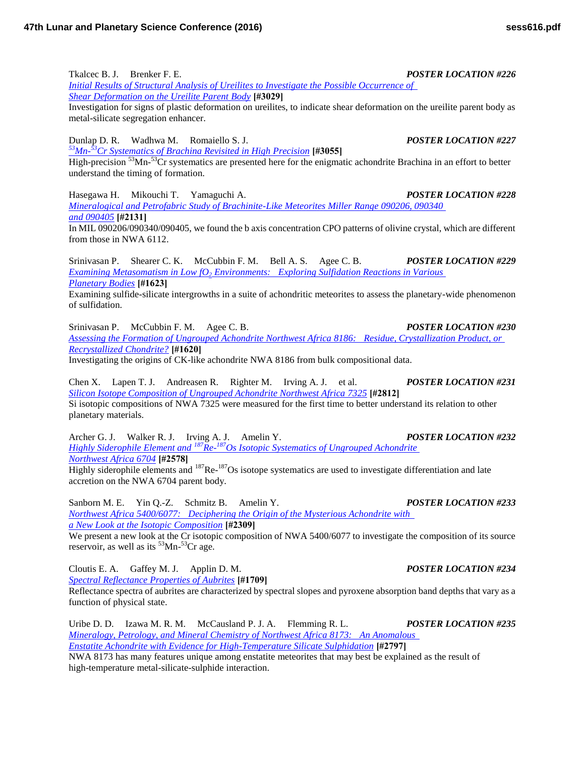Tkalcec B. J. Brenker F. E. ***POSTER LOCATION #226***
*Initial Results of Structural Analysis of Ureilites to Investigate the Possible Occurrence of Shear Deformation on the Ureilite Parent Body* **[#3029]**
Investigation for signs of plastic deformation on ureilites, to indicate shear deformation on the ureilite parent body as metal-silicate segregation enhancer.

Dunlap D. R. Wadhwa M. Romaiello S. J. ***POSTER LOCATION #227***
*$^{53}$Mn-$^{53}$Cr Systematics of Brachina Revisited in High Precision* **[#3055]**
High-precision $^{53}$Mn-$^{53}$Cr systematics are presented here for the enigmatic achondrite Brachina in an effort to better understand the timing of formation.

Hasegawa H. Mikouchi T. Yamaguchi A. ***POSTER LOCATION #228***
*Mineralogical and Petrofabric Study of Brachinite-Like Meteorites Miller Range 090206, 090340 and 090405* **[#2131]**
In MIL 090206/090340/090405, we found the b axis concentration CPO patterns of olivine crystal, which are different from those in NWA 6112.

Srinivasan P. Shearer C. K. McCubbin F. M. Bell A. S. Agee C. B. ***POSTER LOCATION #229***
*Examining Metasomatism in Low $fO_2$ Environments: Exploring Sulfidation Reactions in Various Planetary Bodies* **[#1623]**
Examining sulfide-silicate intergrowths in a suite of achondritic meteorites to assess the planetary-wide phenomenon of sulfidation.

Srinivasan P. McCubbin F. M. Agee C. B. ***POSTER LOCATION #230***
*Assessing the Formation of Ungrouped Achondrite Northwest Africa 8186: Residue, Crystallization Product, or Recrystallized Chondrite?* **[#1620]**
Investigating the origins of CK-like achondrite NWA 8186 from bulk compositional data.

Chen X. Lapen T. J. Andreasen R. Righter M. Irving A. J. et al. ***POSTER LOCATION #231***
*Silicon Isotope Composition of Ungrouped Achondrite Northwest Africa 7325* **[#2812]**
Si isotopic compositions of NWA 7325 were measured for the first time to better understand its relation to other planetary materials.

Archer G. J. Walker R. J. Irving A. J. Amelin Y. ***POSTER LOCATION #232***
*Highly Siderophile Element and $^{187}$Re-$^{187}$Os Isotopic Systematics of Ungrouped Achondrite Northwest Africa 6704* **[#2578]**
Highly siderophile elements and $^{187}$Re-$^{187}$Os isotope systematics are used to investigate differentiation and late accretion on the NWA 6704 parent body.

Sanborn M. E. Yin Q.-Z. Schmitz B. Amelin Y. ***POSTER LOCATION #233***
*Northwest Africa 5400/6077: Deciphering the Origin of the Mysterious Achondrite with a New Look at the Isotopic Composition* **[#2309]**
We present a new look at the Cr isotopic composition of NWA 5400/6077 to investigate the composition of its source reservoir, as well as its $^{53}$Mn-$^{53}$Cr age.

Cloutis E. A. Gaffey M. J. Applin D. M. ***POSTER LOCATION #234***
*Spectral Reflectance Properties of Aubrites* **[#1709]**
Reflectance spectra of aubrites are characterized by spectral slopes and pyroxene absorption band depths that vary as a function of physical state.

Uribe D. D. Izawa M. R. M. McCausland P. J. A. Flemming R. L. ***POSTER LOCATION #235***
*Mineralogy, Petrology, and Mineral Chemistry of Northwest Africa 8173: An Anomalous Enstatite Achondrite with Evidence for High-Temperature Silicate Sulphidation* **[#2797]**
NWA 8173 has many features unique among enstatite meteorites that may best be explained as the result of high-temperature metal-silicate-sulphide interaction.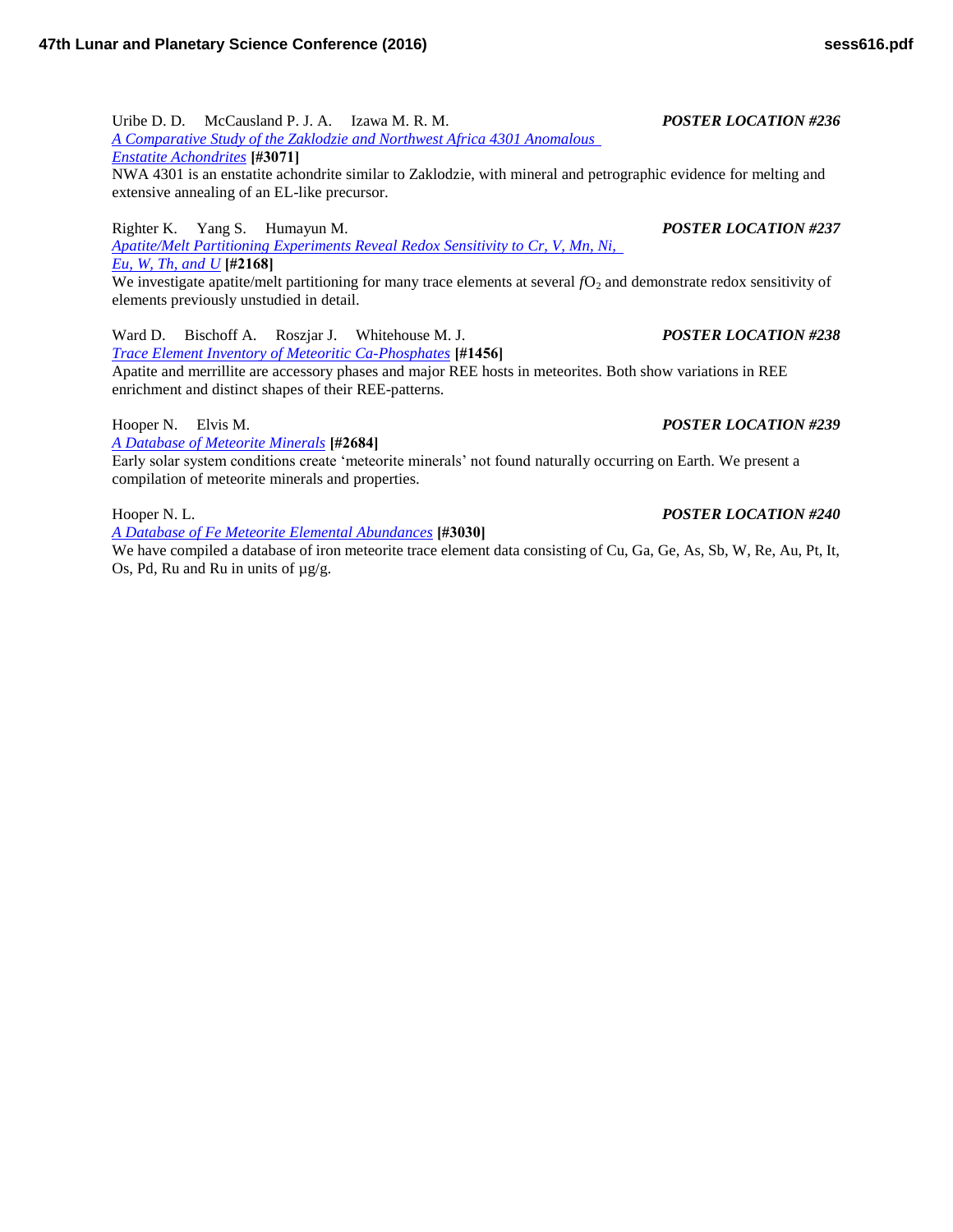Uribe D. D. McCausland P. J. A. Izawa M. R. M. ***POSTER LOCATION #236***
*A Comparative Study of the Zaklodzie and Northwest Africa 4301 Anomalous Enstatite Achondrites* **[#3071]**
NWA 4301 is an enstatite achondrite similar to Zaklodzie, with mineral and petrographic evidence for melting and extensive annealing of an EL-like precursor.

Righter K. Yang S. Humayun M. ***POSTER LOCATION #237***
*Apatite/Melt Partitioning Experiments Reveal Redox Sensitivity to Cr, V, Mn, Ni, Eu, W, Th, and U* **[#2168]**
We investigate apatite/melt partitioning for many trace elements at several $fO_2$ and demonstrate redox sensitivity of elements previously unstudied in detail.

Ward D. Bischoff A. Roszjar J. Whitehouse M. J. ***POSTER LOCATION #238***
*Trace Element Inventory of Meteoritic Ca-Phosphates* **[#1456]**
Apatite and merrillite are accessory phases and major REE hosts in meteorites. Both show variations in REE enrichment and distinct shapes of their REE-patterns.

Hooper N. Elvis M. ***POSTER LOCATION #239***
*A Database of Meteorite Minerals* **[#2684]**
Early solar system conditions create 'meteorite minerals' not found naturally occurring on Earth. We present a compilation of meteorite minerals and properties.

Hooper N. L. ***POSTER LOCATION #240***
*A Database of Fe Meteorite Elemental Abundances* **[#3030]**
We have compiled a database of iron meteorite trace element data consisting of Cu, Ga, Ge, As, Sb, W, Re, Au, Pt, It, Os, Pd, Ru and Ru in units of µg/g.